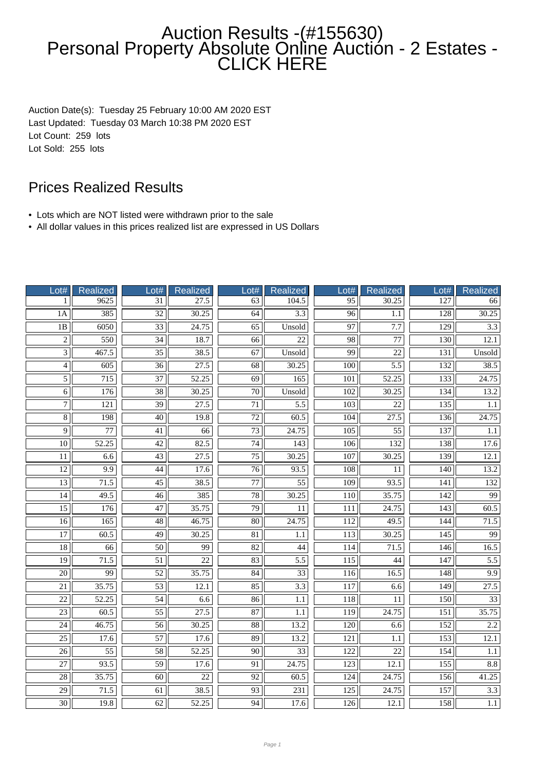# Auction Results -(#155630) Personal Property Absolute Online Auction - 2 Estates - CLICK HERE

Auction Date(s): Tuesday 25 February 10:00 AM 2020 EST
Last Updated: Tuesday 03 March 10:38 PM 2020 EST
Lot Count: 259 lots
Lot Sold: 255 lots

## Prices Realized Results

- Lots which are NOT listed were withdrawn prior to the sale
- All dollar values in this prices realized list are expressed in US Dollars

| Lot# | Realized | Lot# | Realized | Lot# | Realized | Lot# | Realized | Lot# | Realized |
|---|---|---|---|---|---|---|---|---|---|
| 1 | 9625 | 31 | 27.5 | 63 | 104.5 | 95 | 30.25 | 127 | 66 |
| 1A | 385 | 32 | 30.25 | 64 | 3.3 | 96 | 1.1 | 128 | 30.25 |
| 1B | 6050 | 33 | 24.75 | 65 | Unsold | 97 | 7.7 | 129 | 3.3 |
| 2 | 550 | 34 | 18.7 | 66 | 22 | 98 | 77 | 130 | 12.1 |
| 3 | 467.5 | 35 | 38.5 | 67 | Unsold | 99 | 22 | 131 | Unsold |
| 4 | 605 | 36 | 27.5 | 68 | 30.25 | 100 | 5.5 | 132 | 38.5 |
| 5 | 715 | 37 | 52.25 | 69 | 165 | 101 | 52.25 | 133 | 24.75 |
| 6 | 176 | 38 | 30.25 | 70 | Unsold | 102 | 30.25 | 134 | 13.2 |
| 7 | 121 | 39 | 27.5 | 71 | 5.5 | 103 | 22 | 135 | 1.1 |
| 8 | 198 | 40 | 19.8 | 72 | 60.5 | 104 | 27.5 | 136 | 24.75 |
| 9 | 77 | 41 | 66 | 73 | 24.75 | 105 | 55 | 137 | 1.1 |
| 10 | 52.25 | 42 | 82.5 | 74 | 143 | 106 | 132 | 138 | 17.6 |
| 11 | 6.6 | 43 | 27.5 | 75 | 30.25 | 107 | 30.25 | 139 | 12.1 |
| 12 | 9.9 | 44 | 17.6 | 76 | 93.5 | 108 | 11 | 140 | 13.2 |
| 13 | 71.5 | 45 | 38.5 | 77 | 55 | 109 | 93.5 | 141 | 132 |
| 14 | 49.5 | 46 | 385 | 78 | 30.25 | 110 | 35.75 | 142 | 99 |
| 15 | 176 | 47 | 35.75 | 79 | 11 | 111 | 24.75 | 143 | 60.5 |
| 16 | 165 | 48 | 46.75 | 80 | 24.75 | 112 | 49.5 | 144 | 71.5 |
| 17 | 60.5 | 49 | 30.25 | 81 | 1.1 | 113 | 30.25 | 145 | 99 |
| 18 | 66 | 50 | 99 | 82 | 44 | 114 | 71.5 | 146 | 16.5 |
| 19 | 71.5 | 51 | 22 | 83 | 5.5 | 115 | 44 | 147 | 5.5 |
| 20 | 99 | 52 | 35.75 | 84 | 33 | 116 | 16.5 | 148 | 9.9 |
| 21 | 35.75 | 53 | 12.1 | 85 | 3.3 | 117 | 6.6 | 149 | 27.5 |
| 22 | 52.25 | 54 | 6.6 | 86 | 1.1 | 118 | 11 | 150 | 33 |
| 23 | 60.5 | 55 | 27.5 | 87 | 1.1 | 119 | 24.75 | 151 | 35.75 |
| 24 | 46.75 | 56 | 30.25 | 88 | 13.2 | 120 | 6.6 | 152 | 2.2 |
| 25 | 17.6 | 57 | 17.6 | 89 | 13.2 | 121 | 1.1 | 153 | 12.1 |
| 26 | 55 | 58 | 52.25 | 90 | 33 | 122 | 22 | 154 | 1.1 |
| 27 | 93.5 | 59 | 17.6 | 91 | 24.75 | 123 | 12.1 | 155 | 8.8 |
| 28 | 35.75 | 60 | 22 | 92 | 60.5 | 124 | 24.75 | 156 | 41.25 |
| 29 | 71.5 | 61 | 38.5 | 93 | 231 | 125 | 24.75 | 157 | 3.3 |
| 30 | 19.8 | 62 | 52.25 | 94 | 17.6 | 126 | 12.1 | 158 | 1.1 |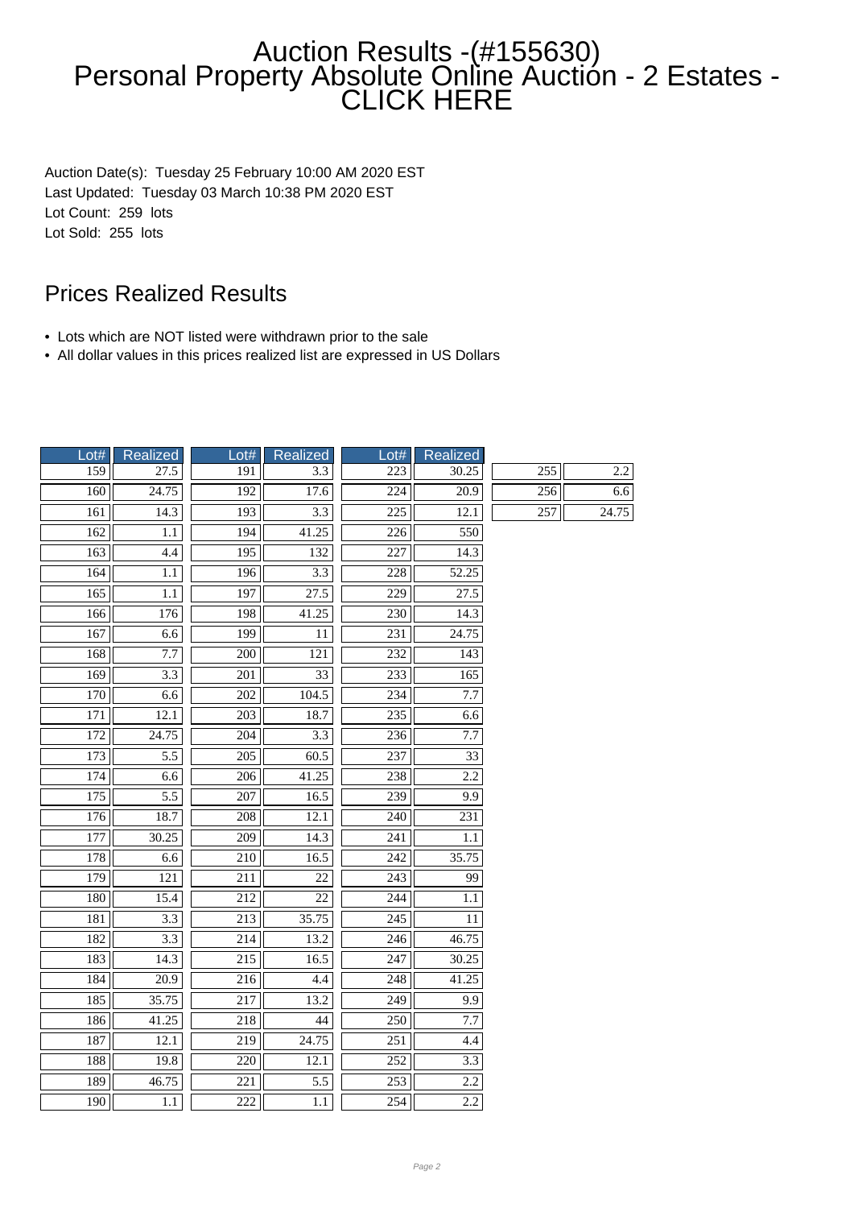# Auction Results -(#155630) Personal Property Absolute Online Auction - 2 Estates - CLICK HERE

Auction Date(s): Tuesday 25 February 10:00 AM 2020 EST
Last Updated: Tuesday 03 March 10:38 PM 2020 EST
Lot Count: 259 lots
Lot Sold: 255 lots

## Prices Realized Results

- Lots which are NOT listed were withdrawn prior to the sale
- All dollar values in this prices realized list are expressed in US Dollars

| Lot# | Realized | Lot# | Realized | Lot# | Realized | Lot# | Realized |
|---|---|---|---|---|---|---|---|
| 159 | 27.5 | 191 | 3.3 | 223 | 30.25 | 255 | 2.2 |
| 160 | 24.75 | 192 | 17.6 | 224 | 20.9 | 256 | 6.6 |
| 161 | 14.3 | 193 | 3.3 | 225 | 12.1 | 257 | 24.75 |
| 162 | 1.1 | 194 | 41.25 | 226 | 550 | | |
| 163 | 4.4 | 195 | 132 | 227 | 14.3 | | |
| 164 | 1.1 | 196 | 3.3 | 228 | 52.25 | | |
| 165 | 1.1 | 197 | 27.5 | 229 | 27.5 | | |
| 166 | 176 | 198 | 41.25 | 230 | 14.3 | | |
| 167 | 6.6 | 199 | 11 | 231 | 24.75 | | |
| 168 | 7.7 | 200 | 121 | 232 | 143 | | |
| 169 | 3.3 | 201 | 33 | 233 | 165 | | |
| 170 | 6.6 | 202 | 104.5 | 234 | 7.7 | | |
| 171 | 12.1 | 203 | 18.7 | 235 | 6.6 | | |
| 172 | 24.75 | 204 | 3.3 | 236 | 7.7 | | |
| 173 | 5.5 | 205 | 60.5 | 237 | 33 | | |
| 174 | 6.6 | 206 | 41.25 | 238 | 2.2 | | |
| 175 | 5.5 | 207 | 16.5 | 239 | 9.9 | | |
| 176 | 18.7 | 208 | 12.1 | 240 | 231 | | |
| 177 | 30.25 | 209 | 14.3 | 241 | 1.1 | | |
| 178 | 6.6 | 210 | 16.5 | 242 | 35.75 | | |
| 179 | 121 | 211 | 22 | 243 | 99 | | |
| 180 | 15.4 | 212 | 22 | 244 | 1.1 | | |
| 181 | 3.3 | 213 | 35.75 | 245 | 11 | | |
| 182 | 3.3 | 214 | 13.2 | 246 | 46.75 | | |
| 183 | 14.3 | 215 | 16.5 | 247 | 30.25 | | |
| 184 | 20.9 | 216 | 4.4 | 248 | 41.25 | | |
| 185 | 35.75 | 217 | 13.2 | 249 | 9.9 | | |
| 186 | 41.25 | 218 | 44 | 250 | 7.7 | | |
| 187 | 12.1 | 219 | 24.75 | 251 | 4.4 | | |
| 188 | 19.8 | 220 | 12.1 | 252 | 3.3 | | |
| 189 | 46.75 | 221 | 5.5 | 253 | 2.2 | | |
| 190 | 1.1 | 222 | 1.1 | 254 | 2.2 | | |